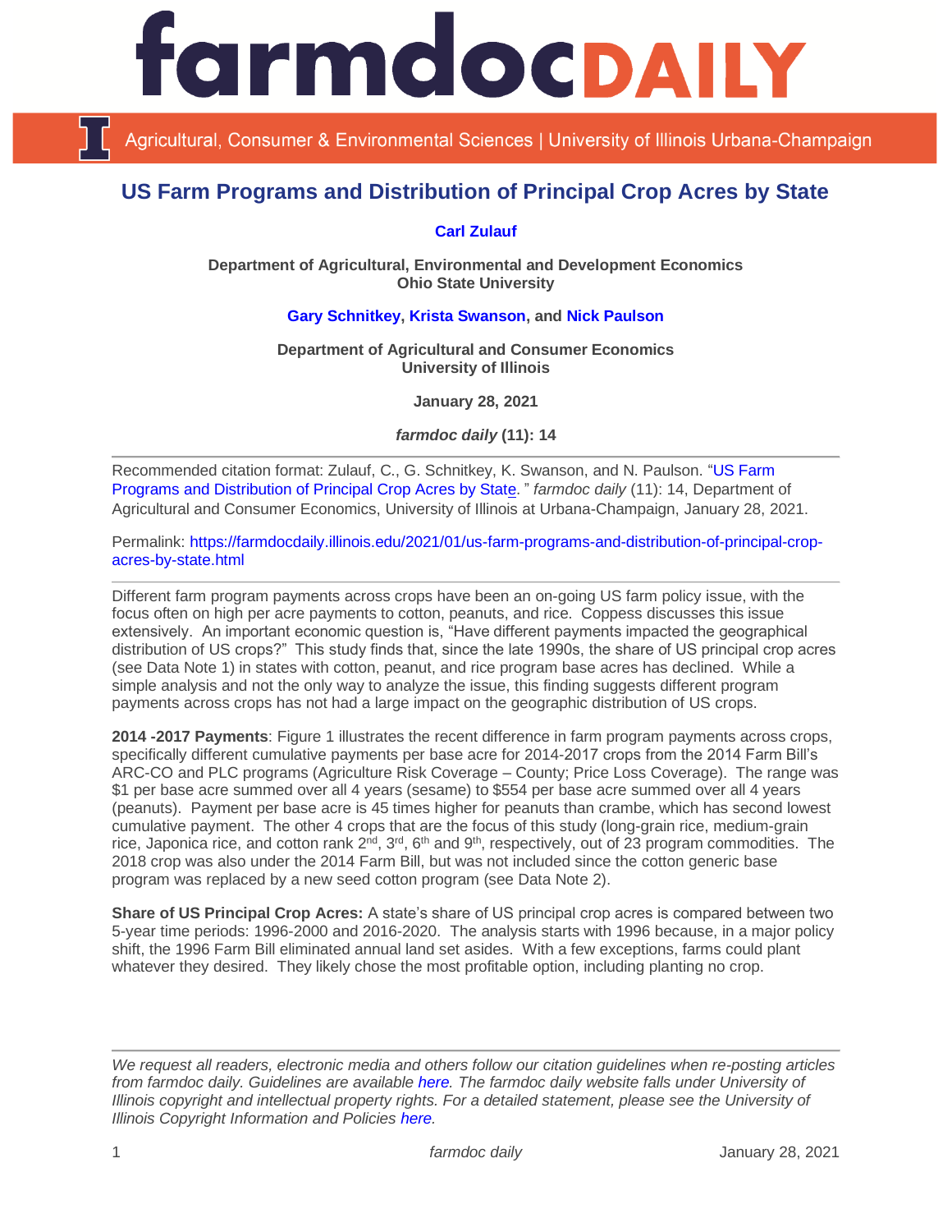# farmdoc DAILY

Agricultural, Consumer & Environmental Sciences | University of Illinois Urbana-Champaign

## US Farm Programs and Distribution of Principal Crop Acres by State

**Carl Zulauf**

**Department of Agricultural, Environmental and Development Economics**
**Ohio State University**

**Gary Schnitkey, Krista Swanson, and Nick Paulson**

**Department of Agricultural and Consumer Economics**
**University of Illinois**

**January 28, 2021**

***farmdoc daily* (11): 14**

---

Recommended citation format: Zulauf, C., G. Schnitkey, K. Swanson, and N. Paulson. "US Farm Programs and Distribution of Principal Crop Acres by State." *farmdoc daily* (11): 14, Department of Agricultural and Consumer Economics, University of Illinois at Urbana-Champaign, January 28, 2021.

Permalink: https://farmdocdaily.illinois.edu/2021/01/us-farm-programs-and-distribution-of-principal-crop-acres-by-state.html

---

Different farm program payments across crops have been an on-going US farm policy issue, with the focus often on high per acre payments to cotton, peanuts, and rice. Coppess discusses this issue extensively. An important economic question is, "Have different payments impacted the geographical distribution of US crops?" This study finds that, since the late 1990s, the share of US principal crop acres (see Data Note 1) in states with cotton, peanut, and rice program base acres has declined. While a simple analysis and not the only way to analyze the issue, this finding suggests different program payments across crops has not had a large impact on the geographic distribution of US crops.

**2014 -2017 Payments**: Figure 1 illustrates the recent difference in farm program payments across crops, specifically different cumulative payments per base acre for 2014-2017 crops from the 2014 Farm Bill's ARC-CO and PLC programs (Agriculture Risk Coverage – County; Price Loss Coverage). The range was $1 per base acre summed over all 4 years (sesame) to $554 per base acre summed over all 4 years (peanuts). Payment per base acre is 45 times higher for peanuts than crambe, which has second lowest cumulative payment. The other 4 crops that are the focus of this study (long-grain rice, medium-grain rice, Japonica rice, and cotton rank 2nd, 3rd, 6th and 9th, respectively, out of 23 program commodities. The 2018 crop was also under the 2014 Farm Bill, but was not included since the cotton generic base program was replaced by a new seed cotton program (see Data Note 2).

**Share of US Principal Crop Acres:** A state's share of US principal crop acres is compared between two 5-year time periods: 1996-2000 and 2016-2020. The analysis starts with 1996 because, in a major policy shift, the 1996 Farm Bill eliminated annual land set asides. With a few exceptions, farms could plant whatever they desired. They likely chose the most profitable option, including planting no crop.

---

*We request all readers, electronic media and others follow our citation guidelines when re-posting articles from farmdoc daily. Guidelines are available here. The farmdoc daily website falls under University of Illinois copyright and intellectual property rights. For a detailed statement, please see the University of Illinois Copyright Information and Policies here.*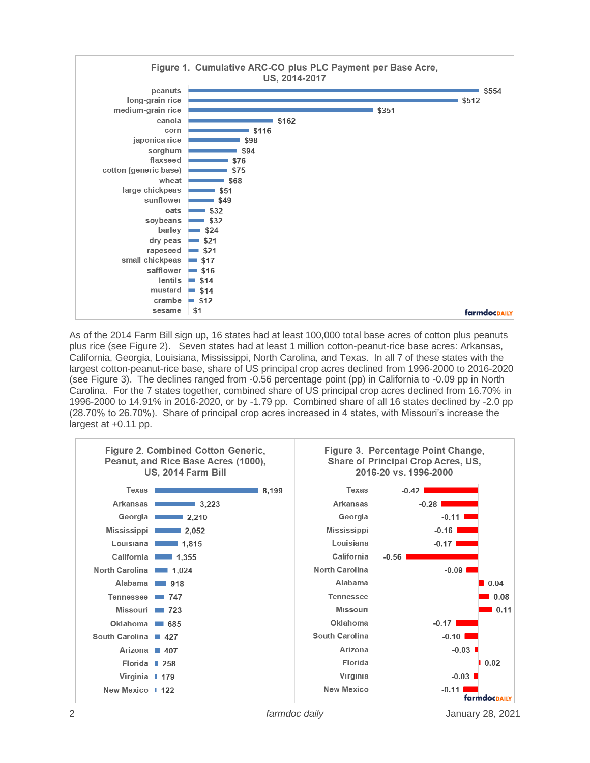**Figure 1. Cumulative ARC-CO plus PLC Payment per Base Acre, US, 2014-2017**

| Crop | Payment |
|---|---|
| peanuts | $554 |
| long-grain rice | $512 |
| medium-grain rice | $351 |
| canola | $162 |
| corn | $116 |
| japonica rice | $98 |
| sorghum | $94 |
| flaxseed | $76 |
| cotton (generic base) | $75 |
| wheat | $68 |
| large chickpeas | $51 |
| sunflower | $49 |
| oats | $32 |
| soybeans | $32 |
| barley | $24 |
| dry peas | $21 |
| rapeseed | $21 |
| small chickpeas | $17 |
| safflower | $16 |
| lentils | $14 |
| mustard | $14 |
| crambe | $12 |
| sesame | $1 |

farmdoc DAILY

As of the 2014 Farm Bill sign up, 16 states had at least 100,000 total base acres of cotton plus peanuts plus rice (see Figure 2). Seven states had at least 1 million cotton-peanut-rice base acres: Arkansas, California, Georgia, Louisiana, Mississippi, North Carolina, and Texas. In all 7 of these states with the largest cotton-peanut-rice base, share of US principal crop acres declined from 1996-2000 to 2016-2020 (see Figure 3). The declines ranged from -0.56 percentage point (pp) in California to -0.09 pp in North Carolina. For the 7 states together, combined share of US principal crop acres declined from 16.70% in 1996-2000 to 14.91% in 2016-2020, or by -1.79 pp. Combined share of all 16 states declined by -2.0 pp (28.70% to 26.70%). Share of principal crop acres increased in 4 states, with Missouri's increase the largest at +0.11 pp.

**Figure 2. Combined Cotton Generic, Peanut, and Rice Base Acres (1000), US, 2014 Farm Bill**

**Figure 3. Percentage Point Change, Share of Principal Crop Acres, US, 2016-20 vs. 1996-2000**

| State | Figure 2: Base Acres (1000) | Figure 3: Percentage Point Change |
|---|---|---|
| Texas | 8,199 | -0.42 |
| Arkansas | 3,223 | -0.28 |
| Georgia | 2,210 | -0.11 |
| Mississippi | 2,052 | -0.16 |
| Louisiana | 1,815 | -0.17 |
| California | 1,355 | -0.56 |
| North Carolina | 1,024 | -0.09 |
| Alabama | 918 | 0.04 |
| Tennessee | 747 | 0.08 |
| Missouri | 723 | 0.11 |
| Oklahoma | 685 | -0.17 |
| South Carolina | 427 | -0.10 |
| Arizona | 407 | -0.03 |
| Florida | 258 | 0.02 |
| Virginia | 179 | -0.03 |
| New Mexico | 122 | -0.11 |

farmdoc DAILY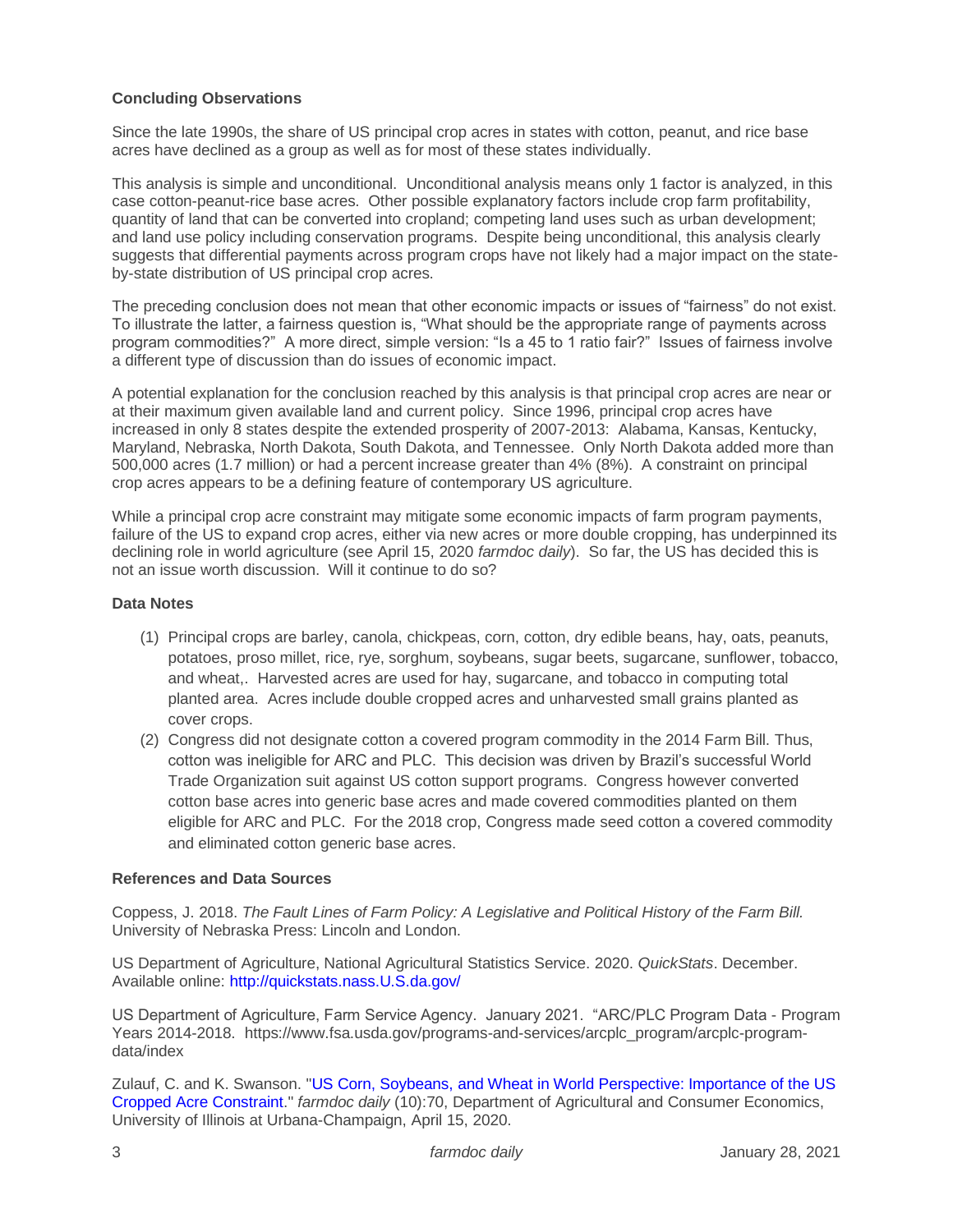**Concluding Observations**

Since the late 1990s, the share of US principal crop acres in states with cotton, peanut, and rice base acres have declined as a group as well as for most of these states individually.

This analysis is simple and unconditional. Unconditional analysis means only 1 factor is analyzed, in this case cotton-peanut-rice base acres. Other possible explanatory factors include crop farm profitability, quantity of land that can be converted into cropland; competing land uses such as urban development; and land use policy including conservation programs. Despite being unconditional, this analysis clearly suggests that differential payments across program crops have not likely had a major impact on the state-by-state distribution of US principal crop acres.

The preceding conclusion does not mean that other economic impacts or issues of "fairness" do not exist. To illustrate the latter, a fairness question is, "What should be the appropriate range of payments across program commodities?" A more direct, simple version: "Is a 45 to 1 ratio fair?" Issues of fairness involve a different type of discussion than do issues of economic impact.

A potential explanation for the conclusion reached by this analysis is that principal crop acres are near or at their maximum given available land and current policy. Since 1996, principal crop acres have increased in only 8 states despite the extended prosperity of 2007-2013: Alabama, Kansas, Kentucky, Maryland, Nebraska, North Dakota, South Dakota, and Tennessee. Only North Dakota added more than 500,000 acres (1.7 million) or had a percent increase greater than 4% (8%). A constraint on principal crop acres appears to be a defining feature of contemporary US agriculture.

While a principal crop acre constraint may mitigate some economic impacts of farm program payments, failure of the US to expand crop acres, either via new acres or more double cropping, has underpinned its declining role in world agriculture (see April 15, 2020 *farmdoc daily*). So far, the US has decided this is not an issue worth discussion. Will it continue to do so?

**Data Notes**

(1) Principal crops are barley, canola, chickpeas, corn, cotton, dry edible beans, hay, oats, peanuts, potatoes, proso millet, rice, rye, sorghum, soybeans, sugar beets, sugarcane, sunflower, tobacco, and wheat,. Harvested acres are used for hay, sugarcane, and tobacco in computing total planted area. Acres include double cropped acres and unharvested small grains planted as cover crops.

(2) Congress did not designate cotton a covered program commodity in the 2014 Farm Bill. Thus, cotton was ineligible for ARC and PLC. This decision was driven by Brazil's successful World Trade Organization suit against US cotton support programs. Congress however converted cotton base acres into generic base acres and made covered commodities planted on them eligible for ARC and PLC. For the 2018 crop, Congress made seed cotton a covered commodity and eliminated cotton generic base acres.

**References and Data Sources**

Coppess, J. 2018. *The Fault Lines of Farm Policy: A Legislative and Political History of the Farm Bill.* University of Nebraska Press: Lincoln and London.

US Department of Agriculture, National Agricultural Statistics Service. 2020. *QuickStats*. December. Available online: http://quickstats.nass.U.S.da.gov/

US Department of Agriculture, Farm Service Agency. January 2021. "ARC/PLC Program Data - Program Years 2014-2018. https://www.fsa.usda.gov/programs-and-services/arcplc_program/arcplc-program-data/index

Zulauf, C. and K. Swanson. "US Corn, Soybeans, and Wheat in World Perspective: Importance of the US Cropped Acre Constraint." *farmdoc daily* (10):70, Department of Agricultural and Consumer Economics, University of Illinois at Urbana-Champaign, April 15, 2020.